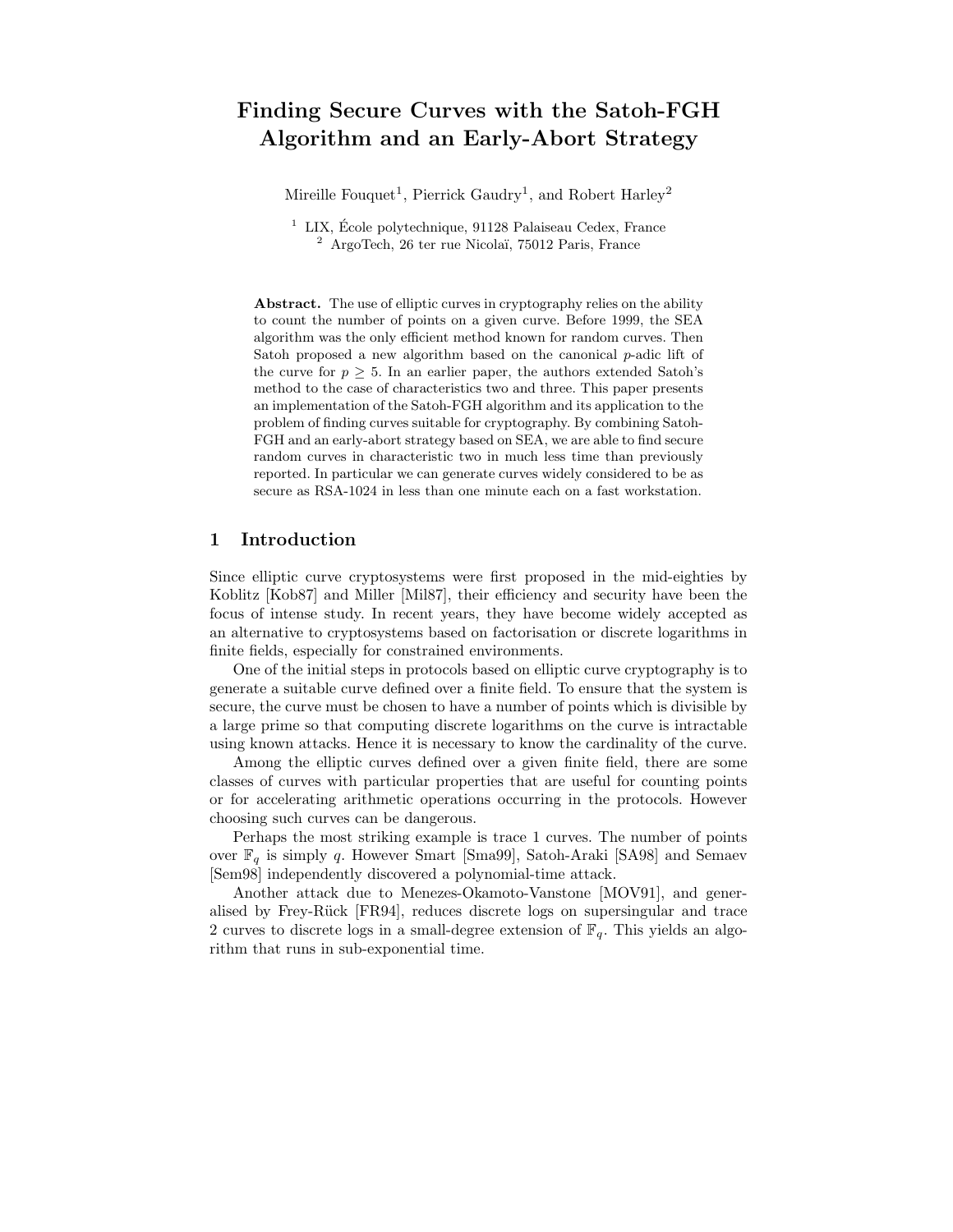# Finding Secure Curves with the Satoh-FGH Algorithm and an Early-Abort Strategy

Mireille Fouquet[1], Pierrick Gaudry[1], and Robert Harley[2]

[1] LIX, École polytechnique, 91128 Palaiseau Cedex, France
[2] ArgoTech, 26 ter rue Nicolaï, 75012 Paris, France

**Abstract.** The use of elliptic curves in cryptography relies on the ability to count the number of points on a given curve. Before 1999, the SEA algorithm was the only efficient method known for random curves. Then Satoh proposed a new algorithm based on the canonical $p$-adic lift of the curve for $p \geq 5$. In an earlier paper, the authors extended Satoh's method to the case of characteristics two and three. This paper presents an implementation of the Satoh-FGH algorithm and its application to the problem of finding curves suitable for cryptography. By combining Satoh-FGH and an early-abort strategy based on SEA, we are able to find secure random curves in characteristic two in much less time than previously reported. In particular we can generate curves widely considered to be as secure as RSA-1024 in less than one minute each on a fast workstation.

## 1 Introduction

Since elliptic curve cryptosystems were first proposed in the mid-eighties by Koblitz [Kob87] and Miller [Mil87], their efficiency and security have been the focus of intense study. In recent years, they have become widely accepted as an alternative to cryptosystems based on factorisation or discrete logarithms in finite fields, especially for constrained environments.

One of the initial steps in protocols based on elliptic curve cryptography is to generate a suitable curve defined over a finite field. To ensure that the system is secure, the curve must be chosen to have a number of points which is divisible by a large prime so that computing discrete logarithms on the curve is intractable using known attacks. Hence it is necessary to know the cardinality of the curve.

Among the elliptic curves defined over a given finite field, there are some classes of curves with particular properties that are useful for counting points or for accelerating arithmetic operations occurring in the protocols. However choosing such curves can be dangerous.

Perhaps the most striking example is trace 1 curves. The number of points over $\mathbb{F}_q$ is simply $q$. However Smart [Sma99], Satoh-Araki [SA98] and Semaev [Sem98] independently discovered a polynomial-time attack.

Another attack due to Menezes-Okamoto-Vanstone [MOV91], and generalised by Frey-Rück [FR94], reduces discrete logs on supersingular and trace 2 curves to discrete logs in a small-degree extension of $\mathbb{F}_q$. This yields an algorithm that runs in sub-exponential time.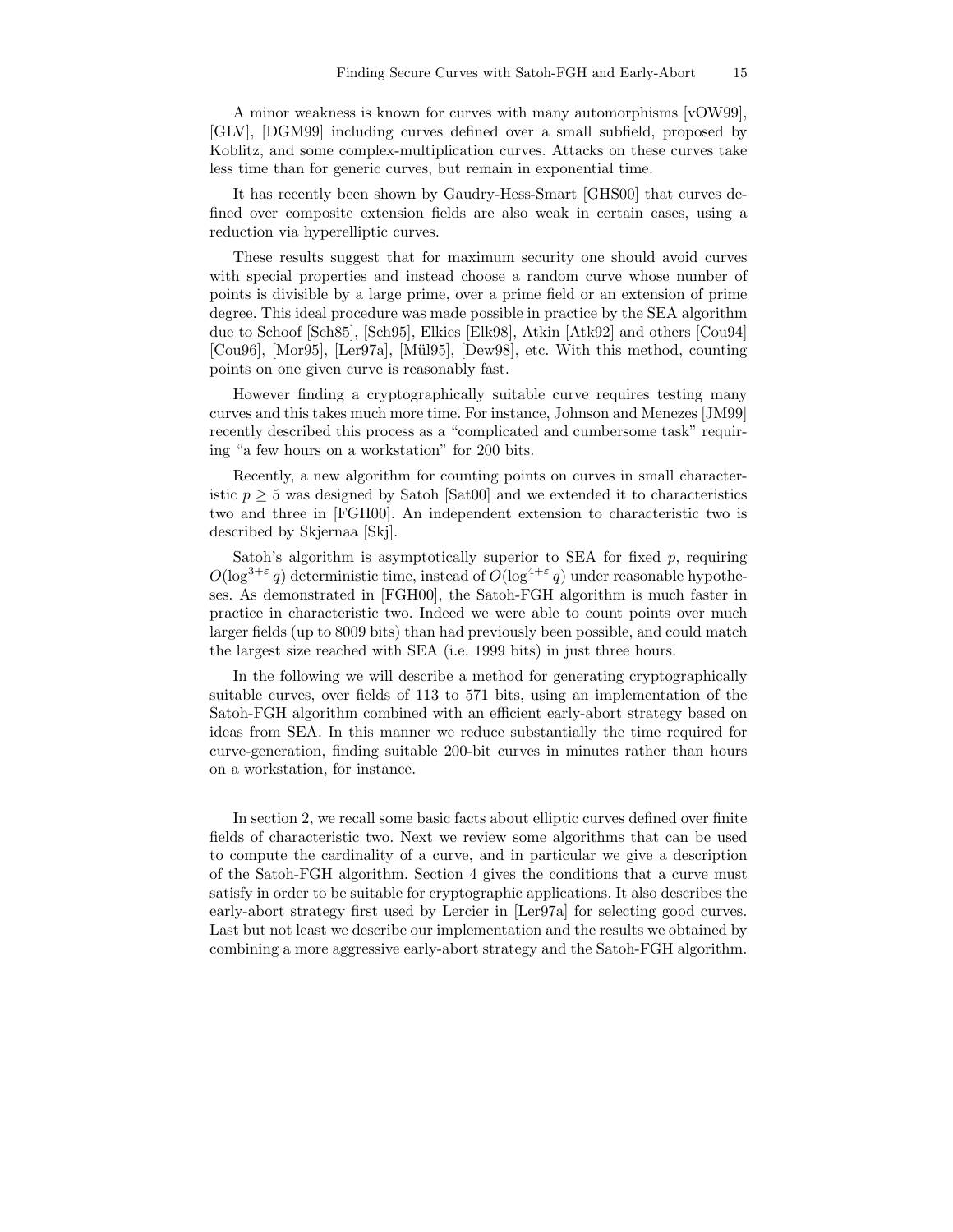A minor weakness is known for curves with many automorphisms [vOW99], [GLV], [DGM99] including curves defined over a small subfield, proposed by Koblitz, and some complex-multiplication curves. Attacks on these curves take less time than for generic curves, but remain in exponential time.

It has recently been shown by Gaudry-Hess-Smart [GHS00] that curves defined over composite extension fields are also weak in certain cases, using a reduction via hyperelliptic curves.

These results suggest that for maximum security one should avoid curves with special properties and instead choose a random curve whose number of points is divisible by a large prime, over a prime field or an extension of prime degree. This ideal procedure was made possible in practice by the SEA algorithm due to Schoof [Sch85], [Sch95], Elkies [Elk98], Atkin [Atk92] and others [Cou94] [Cou96], [Mor95], [Ler97a], [Mül95], [Dew98], etc. With this method, counting points on one given curve is reasonably fast.

However finding a cryptographically suitable curve requires testing many curves and this takes much more time. For instance, Johnson and Menezes [JM99] recently described this process as a "complicated and cumbersome task" requiring "a few hours on a workstation" for 200 bits.

Recently, a new algorithm for counting points on curves in small characteristic $p \geq 5$ was designed by Satoh [Sat00] and we extended it to characteristics two and three in [FGH00]. An independent extension to characteristic two is described by Skjernaa [Skj].

Satoh's algorithm is asymptotically superior to SEA for fixed $p$, requiring $O(\log^{3+\varepsilon} q)$ deterministic time, instead of $O(\log^{4+\varepsilon} q)$ under reasonable hypotheses. As demonstrated in [FGH00], the Satoh-FGH algorithm is much faster in practice in characteristic two. Indeed we were able to count points over much larger fields (up to 8009 bits) than had previously been possible, and could match the largest size reached with SEA (i.e. 1999 bits) in just three hours.

In the following we will describe a method for generating cryptographically suitable curves, over fields of 113 to 571 bits, using an implementation of the Satoh-FGH algorithm combined with an efficient early-abort strategy based on ideas from SEA. In this manner we reduce substantially the time required for curve-generation, finding suitable 200-bit curves in minutes rather than hours on a workstation, for instance.

In section 2, we recall some basic facts about elliptic curves defined over finite fields of characteristic two. Next we review some algorithms that can be used to compute the cardinality of a curve, and in particular we give a description of the Satoh-FGH algorithm. Section 4 gives the conditions that a curve must satisfy in order to be suitable for cryptographic applications. It also describes the early-abort strategy first used by Lercier in [Ler97a] for selecting good curves. Last but not least we describe our implementation and the results we obtained by combining a more aggressive early-abort strategy and the Satoh-FGH algorithm.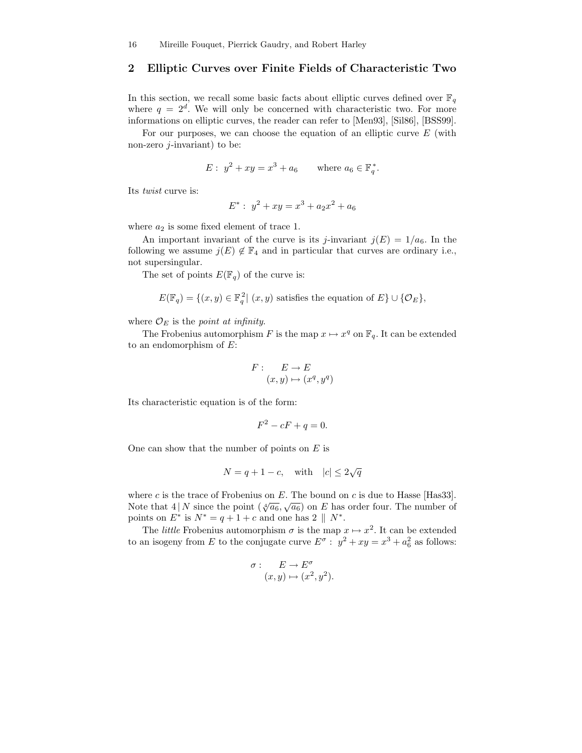## 2 Elliptic Curves over Finite Fields of Characteristic Two

In this section, we recall some basic facts about elliptic curves defined over $\mathbb{F}_q$ where $q = 2^d$. We will only be concerned with characteristic two. For more informations on elliptic curves, the reader can refer to [Men93], [Sil86], [BSS99].

For our purposes, we can choose the equation of an elliptic curve $E$ (with non-zero $j$-invariant) to be:

$$E: \ y^2 + xy = x^3 + a_6 \qquad \text{where } a_6 \in \mathbb{F}_q^*.$$

Its *twist* curve is:

$$E^*: \ y^2 + xy = x^3 + a_2x^2 + a_6$$

where $a_2$ is some fixed element of trace 1.

An important invariant of the curve is its $j$-invariant $j(E) = 1/a_6$. In the following we assume $j(E) \notin \mathbb{F}_4$ and in particular that curves are ordinary i.e., not supersingular.

The set of points $E(\mathbb{F}_q)$ of the curve is:

$$E(\mathbb{F}_q) = \{(x, y) \in \mathbb{F}_q^2 | \ (x, y) \text{ satisfies the equation of } E\} \cup \{\mathcal{O}_E\},$$

where $\mathcal{O}_E$ is the *point at infinity*.

The Frobenius automorphism $F$ is the map $x \mapsto x^q$ on $\mathbb{F}_q$. It can be extended to an endomorphism of $E$:

$$F: \quad \begin{aligned} E &\rightarrow E \\ (x, y) &\mapsto (x^q, y^q) \end{aligned}$$

Its characteristic equation is of the form:

$$F^2 - cF + q = 0.$$

One can show that the number of points on $E$ is

$$N = q + 1 - c, \quad \text{with} \quad |c| \leq 2\sqrt{q}$$

where $c$ is the trace of Frobenius on $E$. The bound on $c$ is due to Hasse [Has33]. Note that $4 \,|\, N$ since the point $(\sqrt[4]{a_6}, \sqrt{a_6})$ on $E$ has order four. The number of points on $E^*$ is $N^* = q + 1 + c$ and one has $2 \parallel N^*$.

The *little* Frobenius automorphism $\sigma$ is the map $x \mapsto x^2$. It can be extended to an isogeny from $E$ to the conjugate curve $E^\sigma: \ y^2 + xy = x^3 + a_6^2$ as follows:

$$\sigma: \quad \begin{aligned} E &\rightarrow E^\sigma \\ (x, y) &\mapsto (x^2, y^2). \end{aligned}$$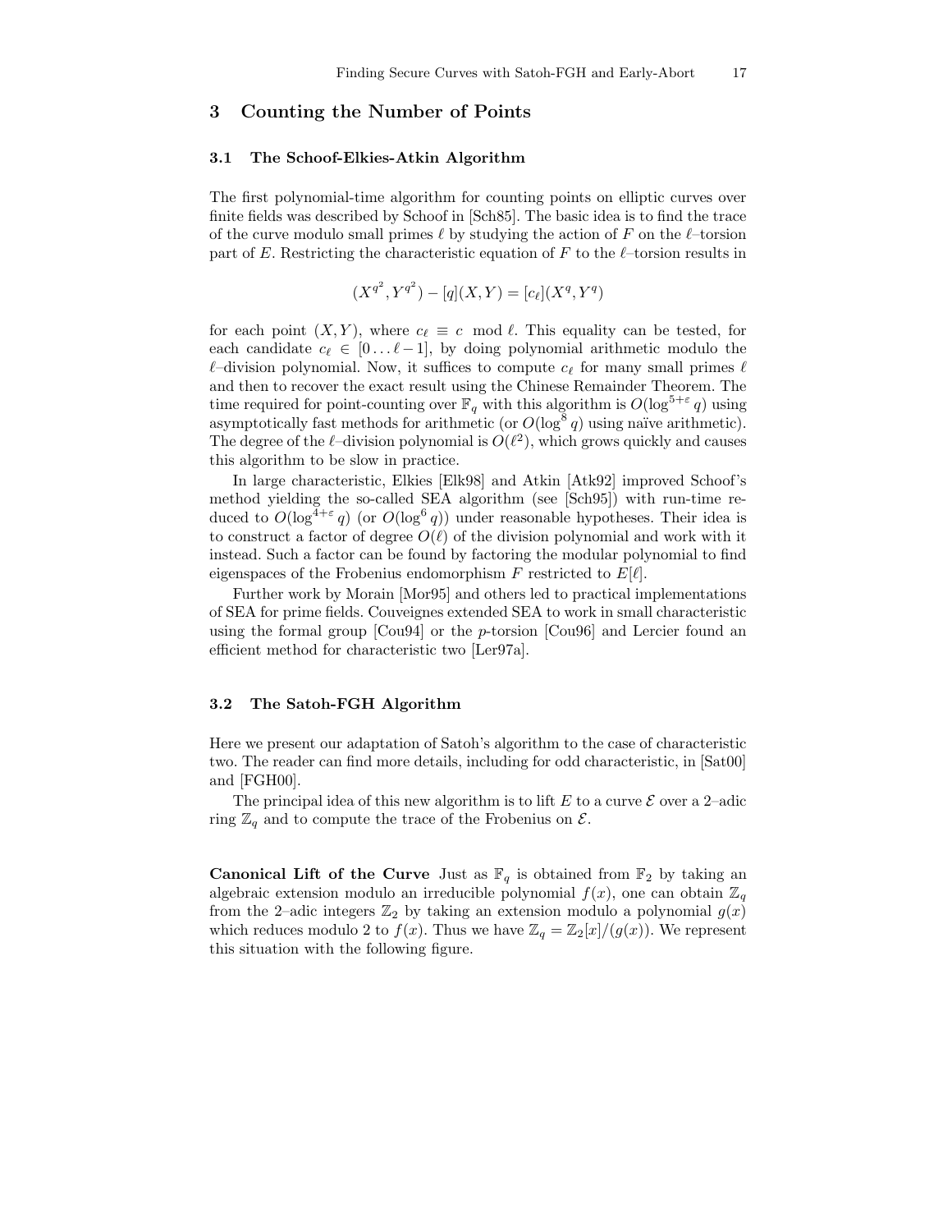## 3 Counting the Number of Points

### 3.1 The Schoof-Elkies-Atkin Algorithm

The first polynomial-time algorithm for counting points on elliptic curves over finite fields was described by Schoof in [Sch85]. The basic idea is to find the trace of the curve modulo small primes $\ell$ by studying the action of $F$ on the $\ell$–torsion part of $E$. Restricting the characteristic equation of $F$ to the $\ell$–torsion results in

$$(X^{q^2}, Y^{q^2}) - [q](X, Y) = [c_\ell](X^q, Y^q)$$

for each point $(X, Y)$, where $c_\ell \equiv c \mod \ell$. This equality can be tested, for each candidate $c_\ell \in [0 \ldots \ell - 1]$, by doing polynomial arithmetic modulo the $\ell$–division polynomial. Now, it suffices to compute $c_\ell$ for many small primes $\ell$ and then to recover the exact result using the Chinese Remainder Theorem. The time required for point-counting over $\mathbb{F}_q$ with this algorithm is $O(\log^{5+\varepsilon} q)$ using asymptotically fast methods for arithmetic (or $O(\log^8 q)$ using naïve arithmetic). The degree of the $\ell$–division polynomial is $O(\ell^2)$, which grows quickly and causes this algorithm to be slow in practice.

In large characteristic, Elkies [Elk98] and Atkin [Atk92] improved Schoof's method yielding the so-called SEA algorithm (see [Sch95]) with run-time reduced to $O(\log^{4+\varepsilon} q)$ (or $O(\log^6 q)$) under reasonable hypotheses. Their idea is to construct a factor of degree $O(\ell)$ of the division polynomial and work with it instead. Such a factor can be found by factoring the modular polynomial to find eigenspaces of the Frobenius endomorphism $F$ restricted to $E[\ell]$.

Further work by Morain [Mor95] and others led to practical implementations of SEA for prime fields. Couveignes extended SEA to work in small characteristic using the formal group [Cou94] or the $p$-torsion [Cou96] and Lercier found an efficient method for characteristic two [Ler97a].

### 3.2 The Satoh-FGH Algorithm

Here we present our adaptation of Satoh's algorithm to the case of characteristic two. The reader can find more details, including for odd characteristic, in [Sat00] and [FGH00].

The principal idea of this new algorithm is to lift $E$ to a curve $\mathcal{E}$ over a 2–adic ring $\mathbb{Z}_q$ and to compute the trace of the Frobenius on $\mathcal{E}$.

**Canonical Lift of the Curve** Just as $\mathbb{F}_q$ is obtained from $\mathbb{F}_2$ by taking an algebraic extension modulo an irreducible polynomial $f(x)$, one can obtain $\mathbb{Z}_q$ from the 2–adic integers $\mathbb{Z}_2$ by taking an extension modulo a polynomial $g(x)$ which reduces modulo 2 to $f(x)$. Thus we have $\mathbb{Z}_q = \mathbb{Z}_2[x]/(g(x))$. We represent this situation with the following figure.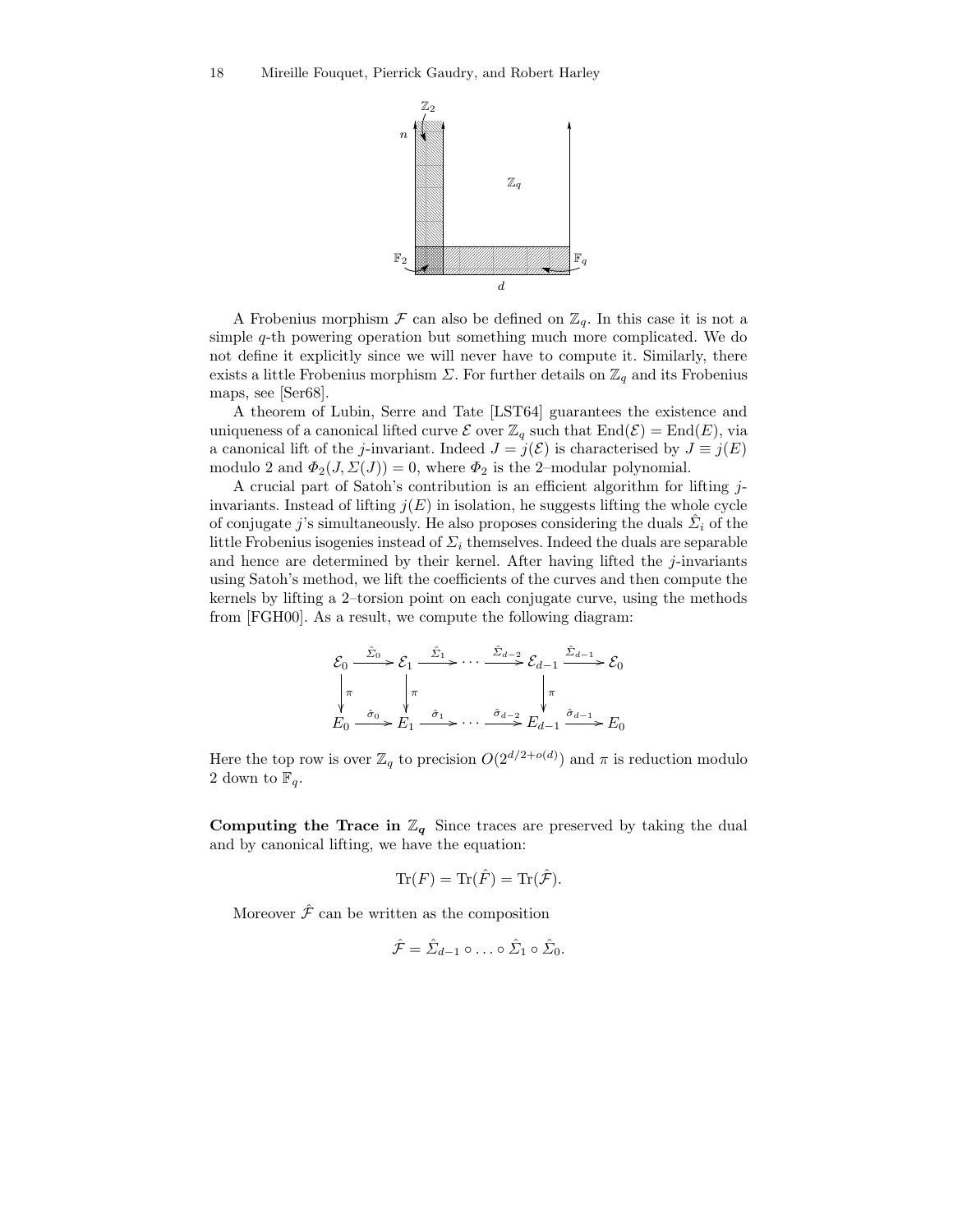A Frobenius morphism $\mathcal{F}$ can also be defined on $\mathbb{Z}_q$. In this case it is not a simple $q$-th powering operation but something much more complicated. We do not define it explicitly since we will never have to compute it. Similarly, there exists a little Frobenius morphism $\Sigma$. For further details on $\mathbb{Z}_q$ and its Frobenius maps, see [Ser68].

A theorem of Lubin, Serre and Tate [LST64] guarantees the existence and uniqueness of a canonical lifted curve $\mathcal{E}$ over $\mathbb{Z}_q$ such that $\mathrm{End}(\mathcal{E}) = \mathrm{End}(E)$, via a canonical lift of the $j$-invariant. Indeed $J = j(\mathcal{E})$ is characterised by $J \equiv j(E)$ modulo 2 and $\Phi_2(J, \Sigma(J)) = 0$, where $\Phi_2$ is the 2–modular polynomial.

A crucial part of Satoh's contribution is an efficient algorithm for lifting $j$-invariants. Instead of lifting $j(E)$ in isolation, he suggests lifting the whole cycle of conjugate $j$'s simultaneously. He also proposes considering the duals $\hat{\Sigma}_i$ of the little Frobenius isogenies instead of $\Sigma_i$ themselves. Indeed the duals are separable and hence are determined by their kernel. After having lifted the $j$-invariants using Satoh's method, we lift the coefficients of the curves and then compute the kernels by lifting a 2–torsion point on each conjugate curve, using the methods from [FGH00]. As a result, we compute the following diagram:

$$
\begin{array}{ccccccccc}
\mathcal{E}_0 & \xrightarrow{\hat{\Sigma}_0} & \mathcal{E}_1 & \xrightarrow{\hat{\Sigma}_1} & \cdots & \xrightarrow{\hat{\Sigma}_{d-2}} & \mathcal{E}_{d-1} & \xrightarrow{\hat{\Sigma}_{d-1}} & \mathcal{E}_0 \\
\downarrow{\scriptstyle \pi} & & \downarrow{\scriptstyle \pi} & & & & \downarrow{\scriptstyle \pi} & & \\
E_0 & \xrightarrow{\hat{\sigma}_0} & E_1 & \xrightarrow{\hat{\sigma}_1} & \cdots & \xrightarrow{\hat{\sigma}_{d-2}} & E_{d-1} & \xrightarrow{\hat{\sigma}_{d-1}} & E_0
\end{array}
$$

Here the top row is over $\mathbb{Z}_q$ to precision $O(2^{d/2+o(d)})$ and $\pi$ is reduction modulo 2 down to $\mathbb{F}_q$.

**Computing the Trace in $\mathbb{Z}_q$** Since traces are preserved by taking the dual and by canonical lifting, we have the equation:

$$\mathrm{Tr}(F) = \mathrm{Tr}(\hat{F}) = \mathrm{Tr}(\hat{\mathcal{F}}).$$

Moreover $\hat{\mathcal{F}}$ can be written as the composition

$$\hat{\mathcal{F}} = \hat{\Sigma}_{d-1} \circ \ldots \circ \hat{\Sigma}_1 \circ \hat{\Sigma}_0.$$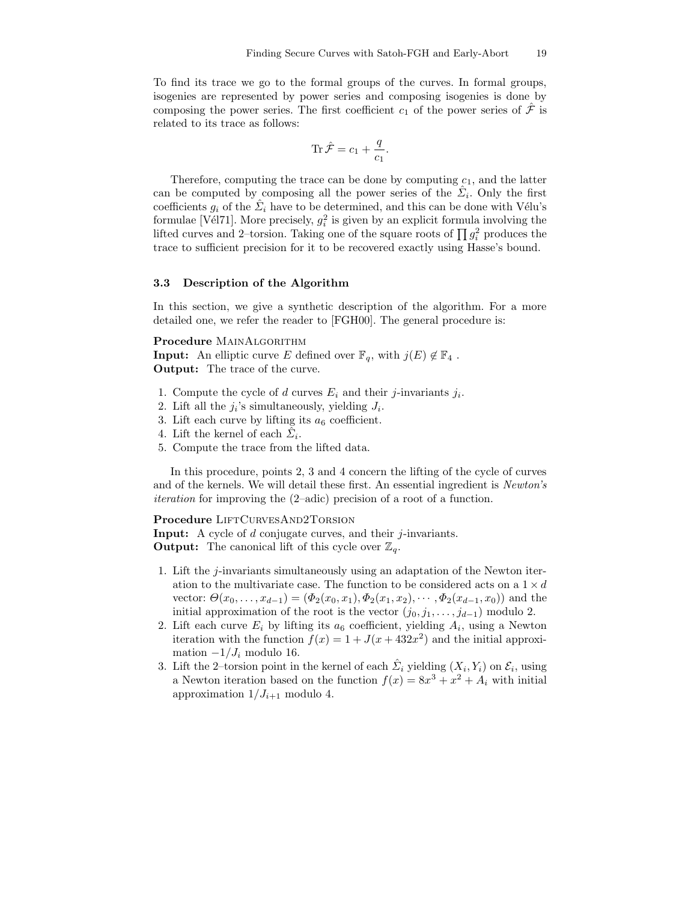To find its trace we go to the formal groups of the curves. In formal groups, isogenies are represented by power series and composing isogenies is done by composing the power series. The first coefficient $c_1$ of the power series of $\hat{\mathcal{F}}$ is related to its trace as follows:

$$\operatorname{Tr}\hat{\mathcal{F}} = c_1 + \frac{q}{c_1}.$$

Therefore, computing the trace can be done by computing $c_1$, and the latter can be computed by composing all the power series of the $\hat{\Sigma}_i$. Only the first coefficients $g_i$ of the $\hat{\Sigma}_i$ have to be determined, and this can be done with Vélu's formulae [Vél71]. More precisely, $g_i^2$ is given by an explicit formula involving the lifted curves and 2–torsion. Taking one of the square roots of $\prod g_i^2$ produces the trace to sufficient precision for it to be recovered exactly using Hasse's bound.

### 3.3 Description of the Algorithm

In this section, we give a synthetic description of the algorithm. For a more detailed one, we refer the reader to [FGH00]. The general procedure is:

**Procedure** MainAlgorithm
**Input:** An elliptic curve $E$ defined over $\mathbb{F}_q$, with $j(E) \notin \mathbb{F}_4$ .
**Output:** The trace of the curve.

1. Compute the cycle of $d$ curves $E_i$ and their $j$-invariants $j_i$.
2. Lift all the $j_i$'s simultaneously, yielding $J_i$.
3. Lift each curve by lifting its $a_6$ coefficient.
4. Lift the kernel of each $\hat{\Sigma}_i$.
5. Compute the trace from the lifted data.

In this procedure, points 2, 3 and 4 concern the lifting of the cycle of curves and of the kernels. We will detail these first. An essential ingredient is *Newton's iteration* for improving the (2–adic) precision of a root of a function.

**Procedure** LiftCurvesAnd2Torsion
**Input:** A cycle of $d$ conjugate curves, and their $j$-invariants.
**Output:** The canonical lift of this cycle over $\mathbb{Z}_q$.

1. Lift the $j$-invariants simultaneously using an adaptation of the Newton iteration to the multivariate case. The function to be considered acts on a $1 \times d$ vector: $\Theta(x_0, \ldots, x_{d-1}) = (\Phi_2(x_0, x_1), \Phi_2(x_1, x_2), \cdots, \Phi_2(x_{d-1}, x_0))$ and the initial approximation of the root is the vector $(j_0, j_1, \ldots, j_{d-1})$ modulo 2.
2. Lift each curve $E_i$ by lifting its $a_6$ coefficient, yielding $A_i$, using a Newton iteration with the function $f(x) = 1 + J(x + 432x^2)$ and the initial approximation $-1/J_i$ modulo 16.
3. Lift the 2–torsion point in the kernel of each $\hat{\Sigma}_i$ yielding $(X_i, Y_i)$ on $\mathcal{E}_i$, using a Newton iteration based on the function $f(x) = 8x^3 + x^2 + A_i$ with initial approximation $1/J_{i+1}$ modulo 4.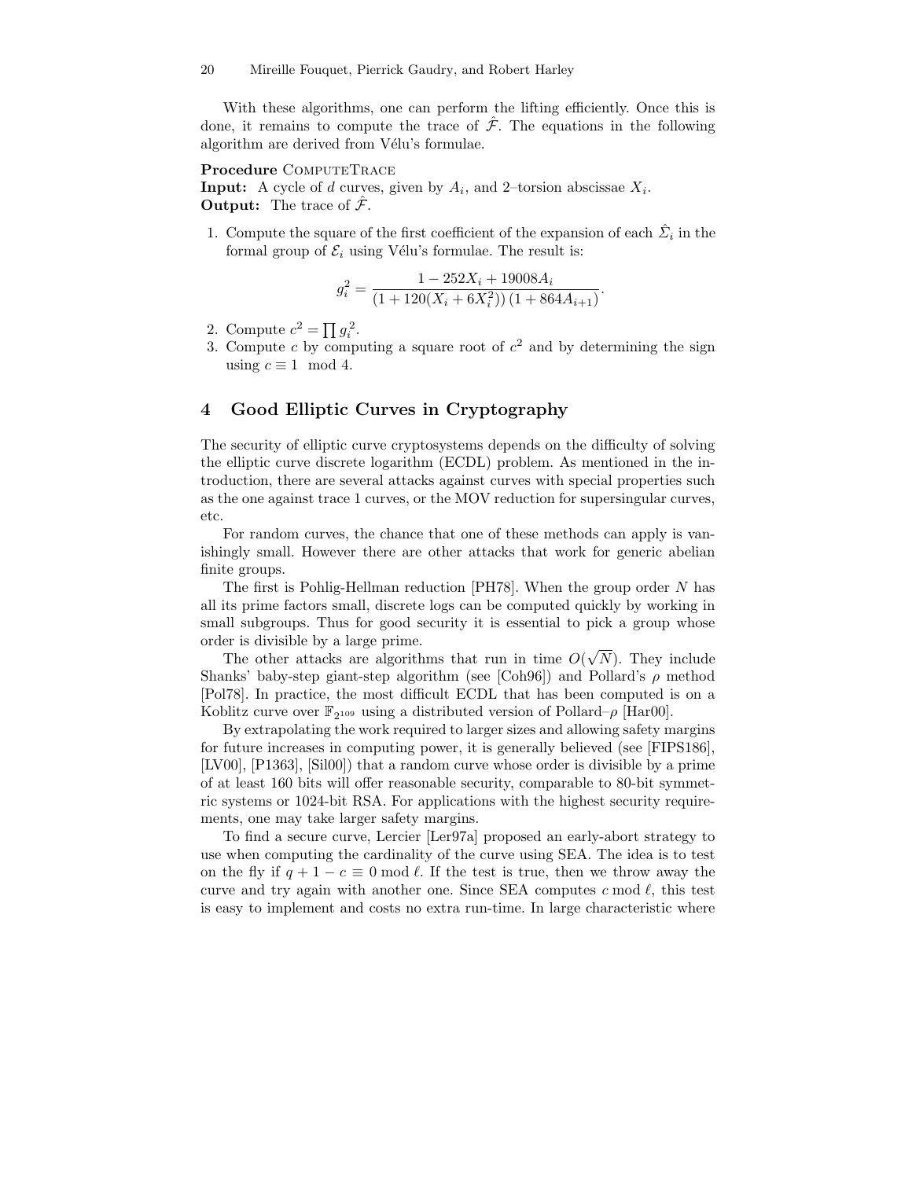With these algorithms, one can perform the lifting efficiently. Once this is done, it remains to compute the trace of $\hat{\mathcal{F}}$. The equations in the following algorithm are derived from Vélu's formulae.

**Procedure** ComputeTrace
**Input:** A cycle of $d$ curves, given by $A_i$, and 2–torsion abscissae $X_i$.
**Output:** The trace of $\hat{\mathcal{F}}$.

1. Compute the square of the first coefficient of the expansion of each $\hat{\Sigma}_i$ in the formal group of $\mathcal{E}_i$ using Vélu's formulae. The result is:

$$g_i^2 = \frac{1 - 252X_i + 19008A_i}{(1 + 120(X_i + 6X_i^2))\,(1 + 864A_{i+1})}.$$

2. Compute $c^2 = \prod g_i^2$.
3. Compute $c$ by computing a square root of $c^2$ and by determining the sign using $c \equiv 1 \mod 4$.

## 4 Good Elliptic Curves in Cryptography

The security of elliptic curve cryptosystems depends on the difficulty of solving the elliptic curve discrete logarithm (ECDL) problem. As mentioned in the introduction, there are several attacks against curves with special properties such as the one against trace 1 curves, or the MOV reduction for supersingular curves, etc.

For random curves, the chance that one of these methods can apply is vanishingly small. However there are other attacks that work for generic abelian finite groups.

The first is Pohlig-Hellman reduction [PH78]. When the group order $N$ has all its prime factors small, discrete logs can be computed quickly by working in small subgroups. Thus for good security it is essential to pick a group whose order is divisible by a large prime.

The other attacks are algorithms that run in time $O(\sqrt{N})$. They include Shanks' baby-step giant-step algorithm (see [Coh96]) and Pollard's $\rho$ method [Pol78]. In practice, the most difficult ECDL that has been computed is on a Koblitz curve over $\mathbb{F}_{2^{109}}$ using a distributed version of Pollard–$\rho$ [Har00].

By extrapolating the work required to larger sizes and allowing safety margins for future increases in computing power, it is generally believed (see [FIPS186], [LV00], [P1363], [Sil00]) that a random curve whose order is divisible by a prime of at least 160 bits will offer reasonable security, comparable to 80-bit symmetric systems or 1024-bit RSA. For applications with the highest security requirements, one may take larger safety margins.

To find a secure curve, Lercier [Ler97a] proposed an early-abort strategy to use when computing the cardinality of the curve using SEA. The idea is to test on the fly if $q + 1 - c \equiv 0 \bmod \ell$. If the test is true, then we throw away the curve and try again with another one. Since SEA computes $c \bmod \ell$, this test is easy to implement and costs no extra run-time. In large characteristic where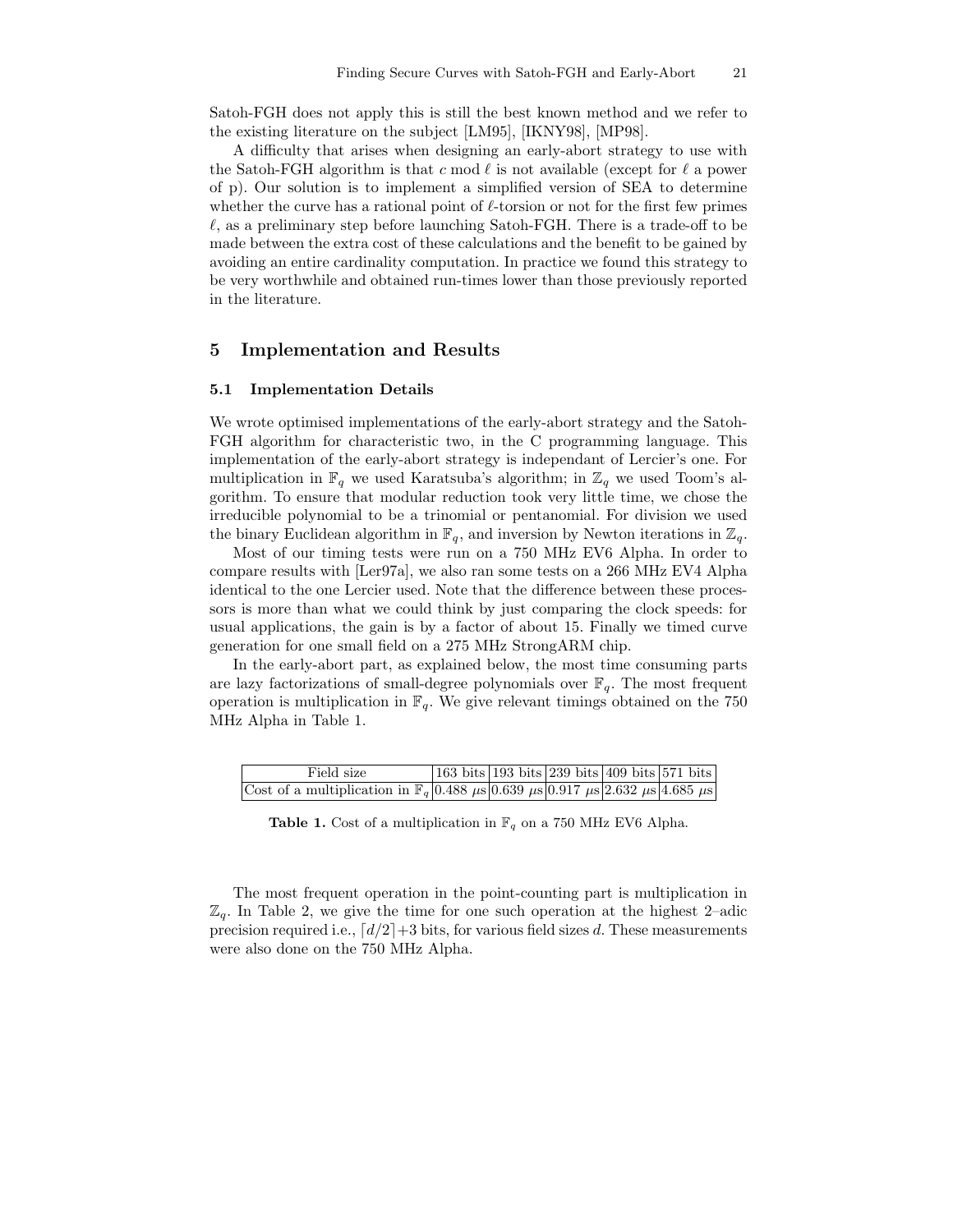Satoh-FGH does not apply this is still the best known method and we refer to the existing literature on the subject [LM95], [IKNY98], [MP98].

A difficulty that arises when designing an early-abort strategy to use with the Satoh-FGH algorithm is that $c \bmod \ell$ is not available (except for $\ell$ a power of p). Our solution is to implement a simplified version of SEA to determine whether the curve has a rational point of $\ell$-torsion or not for the first few primes $\ell$, as a preliminary step before launching Satoh-FGH. There is a trade-off to be made between the extra cost of these calculations and the benefit to be gained by avoiding an entire cardinality computation. In practice we found this strategy to be very worthwhile and obtained run-times lower than those previously reported in the literature.

## 5 Implementation and Results

### 5.1 Implementation Details

We wrote optimised implementations of the early-abort strategy and the Satoh-FGH algorithm for characteristic two, in the C programming language. This implementation of the early-abort strategy is independant of Lercier's one. For multiplication in $\mathbb{F}_q$ we used Karatsuba's algorithm; in $\mathbb{Z}_q$ we used Toom's algorithm. To ensure that modular reduction took very little time, we chose the irreducible polynomial to be a trinomial or pentanomial. For division we used the binary Euclidean algorithm in $\mathbb{F}_q$, and inversion by Newton iterations in $\mathbb{Z}_q$.

Most of our timing tests were run on a 750 MHz EV6 Alpha. In order to compare results with [Ler97a], we also ran some tests on a 266 MHz EV4 Alpha identical to the one Lercier used. Note that the difference between these processors is more than what we could think by just comparing the clock speeds: for usual applications, the gain is by a factor of about 15. Finally we timed curve generation for one small field on a 275 MHz StrongARM chip.

In the early-abort part, as explained below, the most time consuming parts are lazy factorizations of small-degree polynomials over $\mathbb{F}_q$. The most frequent operation is multiplication in $\mathbb{F}_q$. We give relevant timings obtained on the 750 MHz Alpha in Table 1.

| Field size | 163 bits | 193 bits | 239 bits | 409 bits | 571 bits |
|---|---|---|---|---|---|
| Cost of a multiplication in $\mathbb{F}_q$ | 0.488 $\mu$s | 0.639 $\mu$s | 0.917 $\mu$s | 2.632 $\mu$s | 4.685 $\mu$s |

**Table 1.** Cost of a multiplication in $\mathbb{F}_q$ on a 750 MHz EV6 Alpha.

The most frequent operation in the point-counting part is multiplication in $\mathbb{Z}_q$. In Table 2, we give the time for one such operation at the highest 2–adic precision required i.e., $\lceil d/2 \rceil + 3$ bits, for various field sizes $d$. These measurements were also done on the 750 MHz Alpha.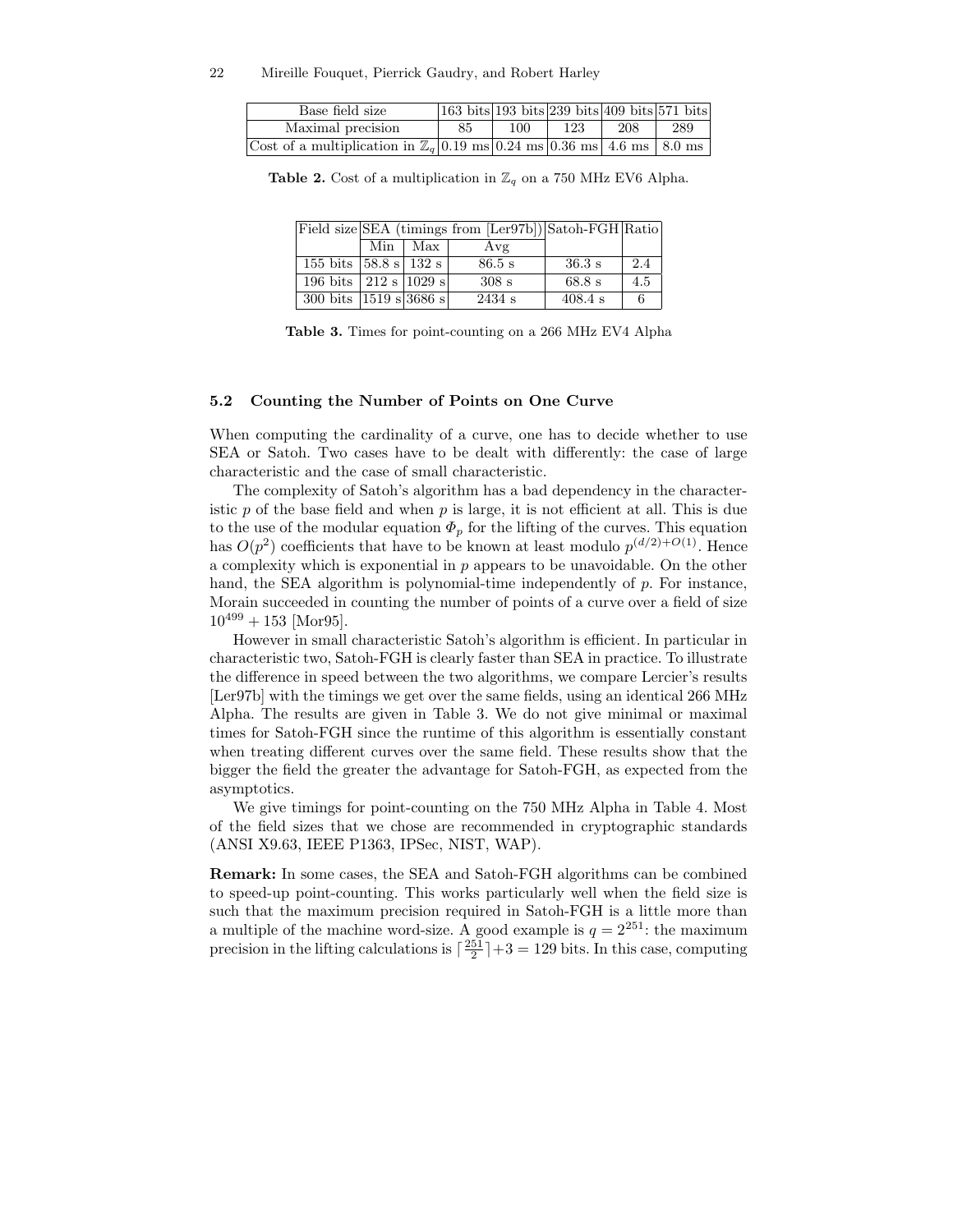| Base field size | 163 bits | 193 bits | 239 bits | 409 bits | 571 bits |
|---|---|---|---|---|---|
| Maximal precision | 85 | 100 | 123 | 208 | 289 |
| Cost of a multiplication in $\mathbb{Z}_q$ | 0.19 ms | 0.24 ms | 0.36 ms | 4.6 ms | 8.0 ms |

**Table 2.** Cost of a multiplication in $\mathbb{Z}_q$ on a 750 MHz EV6 Alpha.

| Field size | SEA (timings from [Ler97b]) | | | Satoh-FGH | Ratio |
|---|---|---|---|---|---|
| | Min | Max | Avg | | |
| 155 bits | 58.8 s | 132 s | 86.5 s | 36.3 s | 2.4 |
| 196 bits | 212 s | 1029 s | 308 s | 68.8 s | 4.5 |
| 300 bits | 1519 s | 3686 s | 2434 s | 408.4 s | 6 |

**Table 3.** Times for point-counting on a 266 MHz EV4 Alpha

### 5.2 Counting the Number of Points on One Curve

When computing the cardinality of a curve, one has to decide whether to use SEA or Satoh. Two cases have to be dealt with differently: the case of large characteristic and the case of small characteristic.

The complexity of Satoh's algorithm has a bad dependency in the characteristic $p$ of the base field and when $p$ is large, it is not efficient at all. This is due to the use of the modular equation $\Phi_p$ for the lifting of the curves. This equation has $O(p^2)$ coefficients that have to be known at least modulo $p^{(d/2)+O(1)}$. Hence a complexity which is exponential in $p$ appears to be unavoidable. On the other hand, the SEA algorithm is polynomial-time independently of $p$. For instance, Morain succeeded in counting the number of points of a curve over a field of size $10^{499} + 153$ [Mor95].

However in small characteristic Satoh's algorithm is efficient. In particular in characteristic two, Satoh-FGH is clearly faster than SEA in practice. To illustrate the difference in speed between the two algorithms, we compare Lercier's results [Ler97b] with the timings we get over the same fields, using an identical 266 MHz Alpha. The results are given in Table 3. We do not give minimal or maximal times for Satoh-FGH since the runtime of this algorithm is essentially constant when treating different curves over the same field. These results show that the bigger the field the greater the advantage for Satoh-FGH, as expected from the asymptotics.

We give timings for point-counting on the 750 MHz Alpha in Table 4. Most of the field sizes that we chose are recommended in cryptographic standards (ANSI X9.63, IEEE P1363, IPSec, NIST, WAP).

**Remark:** In some cases, the SEA and Satoh-FGH algorithms can be combined to speed-up point-counting. This works particularly well when the field size is such that the maximum precision required in Satoh-FGH is a little more than a multiple of the machine word-size. A good example is $q = 2^{251}$: the maximum precision in the lifting calculations is $\lceil \frac{251}{2} \rceil + 3 = 129$ bits. In this case, computing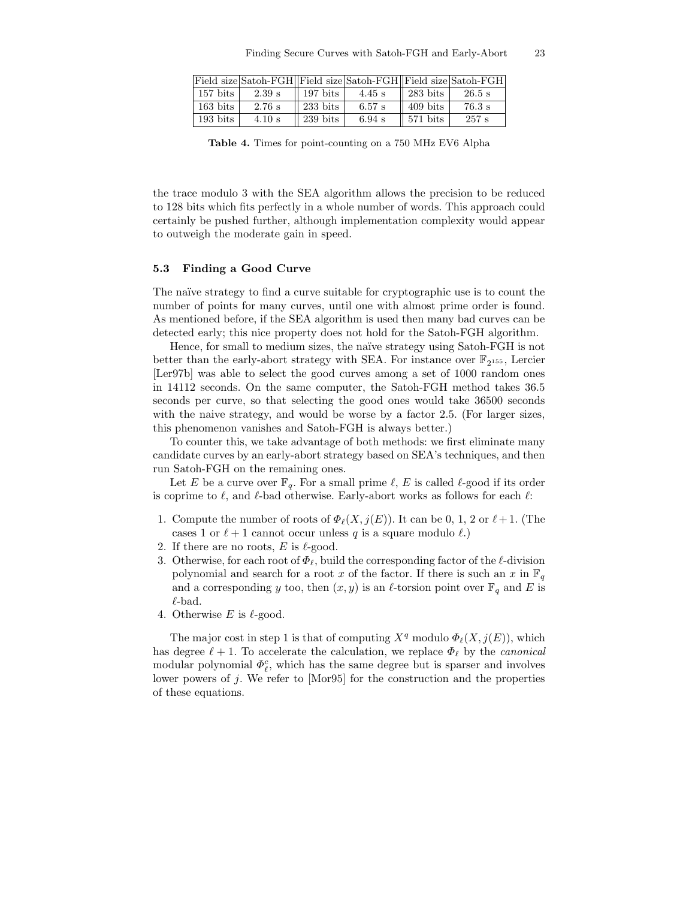| Field size | Satoh-FGH | Field size | Satoh-FGH | Field size | Satoh-FGH |
|---|---|---|---|---|---|
| 157 bits | 2.39 s | 197 bits | 4.45 s | 283 bits | 26.5 s |
| 163 bits | 2.76 s | 233 bits | 6.57 s | 409 bits | 76.3 s |
| 193 bits | 4.10 s | 239 bits | 6.94 s | 571 bits | 257 s |

**Table 4.** Times for point-counting on a 750 MHz EV6 Alpha

the trace modulo 3 with the SEA algorithm allows the precision to be reduced to 128 bits which fits perfectly in a whole number of words. This approach could certainly be pushed further, although implementation complexity would appear to outweigh the moderate gain in speed.

### 5.3 Finding a Good Curve

The naïve strategy to find a curve suitable for cryptographic use is to count the number of points for many curves, until one with almost prime order is found. As mentioned before, if the SEA algorithm is used then many bad curves can be detected early; this nice property does not hold for the Satoh-FGH algorithm.

Hence, for small to medium sizes, the naïve strategy using Satoh-FGH is not better than the early-abort strategy with SEA. For instance over $\mathbb{F}_{2^{155}}$, Lercier [Ler97b] was able to select the good curves among a set of 1000 random ones in 14112 seconds. On the same computer, the Satoh-FGH method takes 36.5 seconds per curve, so that selecting the good ones would take 36500 seconds with the naive strategy, and would be worse by a factor 2.5. (For larger sizes, this phenomenon vanishes and Satoh-FGH is always better.)

To counter this, we take advantage of both methods: we first eliminate many candidate curves by an early-abort strategy based on SEA's techniques, and then run Satoh-FGH on the remaining ones.

Let $E$ be a curve over $\mathbb{F}_q$. For a small prime $\ell$, $E$ is called $\ell$-good if its order is coprime to $\ell$, and $\ell$-bad otherwise. Early-abort works as follows for each $\ell$:

1. Compute the number of roots of $\Phi_\ell(X, j(E))$. It can be 0, 1, 2 or $\ell+1$. (The cases 1 or $\ell+1$ cannot occur unless $q$ is a square modulo $\ell$.)
2. If there are no roots, $E$ is $\ell$-good.
3. Otherwise, for each root of $\Phi_\ell$, build the corresponding factor of the $\ell$-division polynomial and search for a root $x$ of the factor. If there is such an $x$ in $\mathbb{F}_q$ and a corresponding $y$ too, then $(x, y)$ is an $\ell$-torsion point over $\mathbb{F}_q$ and $E$ is $\ell$-bad.
4. Otherwise $E$ is $\ell$-good.

The major cost in step 1 is that of computing $X^q$ modulo $\Phi_\ell(X, j(E))$, which has degree $\ell+1$. To accelerate the calculation, we replace $\Phi_\ell$ by the *canonical* modular polynomial $\Phi_\ell^c$, which has the same degree but is sparser and involves lower powers of $j$. We refer to [Mor95] for the construction and the properties of these equations.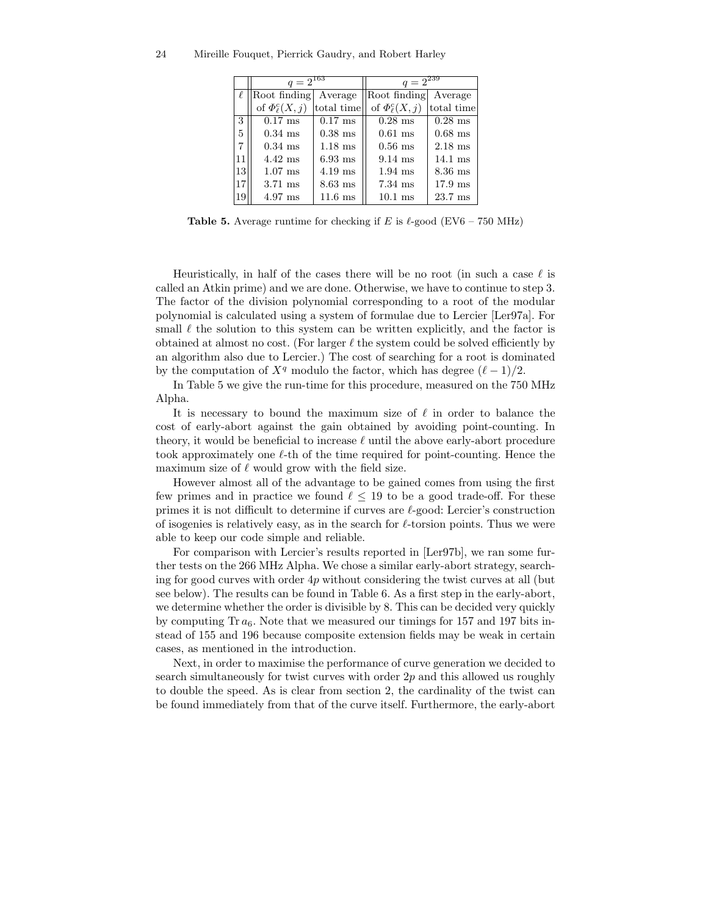| | $q = 2^{163}$ | | $q = 2^{239}$ | |
|---|---|---|---|---|
| $\ell$ | Root finding of $\Phi_\ell^c(X, j)$ | Average total time | Root finding of $\Phi_\ell^c(X, j)$ | Average total time |
| 3 | 0.17 ms | 0.17 ms | 0.28 ms | 0.28 ms |
| 5 | 0.34 ms | 0.38 ms | 0.61 ms | 0.68 ms |
| 7 | 0.34 ms | 1.18 ms | 0.56 ms | 2.18 ms |
| 11 | 4.42 ms | 6.93 ms | 9.14 ms | 14.1 ms |
| 13 | 1.07 ms | 4.19 ms | 1.94 ms | 8.36 ms |
| 17 | 3.71 ms | 8.63 ms | 7.34 ms | 17.9 ms |
| 19 | 4.97 ms | 11.6 ms | 10.1 ms | 23.7 ms |

**Table 5.** Average runtime for checking if $E$ is $\ell$-good (EV6 – 750 MHz)

Heuristically, in half of the cases there will be no root (in such a case $\ell$ is called an Atkin prime) and we are done. Otherwise, we have to continue to step 3. The factor of the division polynomial corresponding to a root of the modular polynomial is calculated using a system of formulae due to Lercier [Ler97a]. For small $\ell$ the solution to this system can be written explicitly, and the factor is obtained at almost no cost. (For larger $\ell$ the system could be solved efficiently by an algorithm also due to Lercier.) The cost of searching for a root is dominated by the computation of $X^q$ modulo the factor, which has degree $(\ell - 1)/2$.

In Table 5 we give the run-time for this procedure, measured on the 750 MHz Alpha.

It is necessary to bound the maximum size of $\ell$ in order to balance the cost of early-abort against the gain obtained by avoiding point-counting. In theory, it would be beneficial to increase $\ell$ until the above early-abort procedure took approximately one $\ell$-th of the time required for point-counting. Hence the maximum size of $\ell$ would grow with the field size.

However almost all of the advantage to be gained comes from using the first few primes and in practice we found $\ell \leq 19$ to be a good trade-off. For these primes it is not difficult to determine if curves are $\ell$-good: Lercier's construction of isogenies is relatively easy, as in the search for $\ell$-torsion points. Thus we were able to keep our code simple and reliable.

For comparison with Lercier's results reported in [Ler97b], we ran some further tests on the 266 MHz Alpha. We chose a similar early-abort strategy, searching for good curves with order $4p$ without considering the twist curves at all (but see below). The results can be found in Table 6. As a first step in the early-abort, we determine whether the order is divisible by 8. This can be decided very quickly by computing $\operatorname{Tr} a_6$. Note that we measured our timings for 157 and 197 bits instead of 155 and 196 because composite extension fields may be weak in certain cases, as mentioned in the introduction.

Next, in order to maximise the performance of curve generation we decided to search simultaneously for twist curves with order $2p$ and this allowed us roughly to double the speed. As is clear from section 2, the cardinality of the twist can be found immediately from that of the curve itself. Furthermore, the early-abort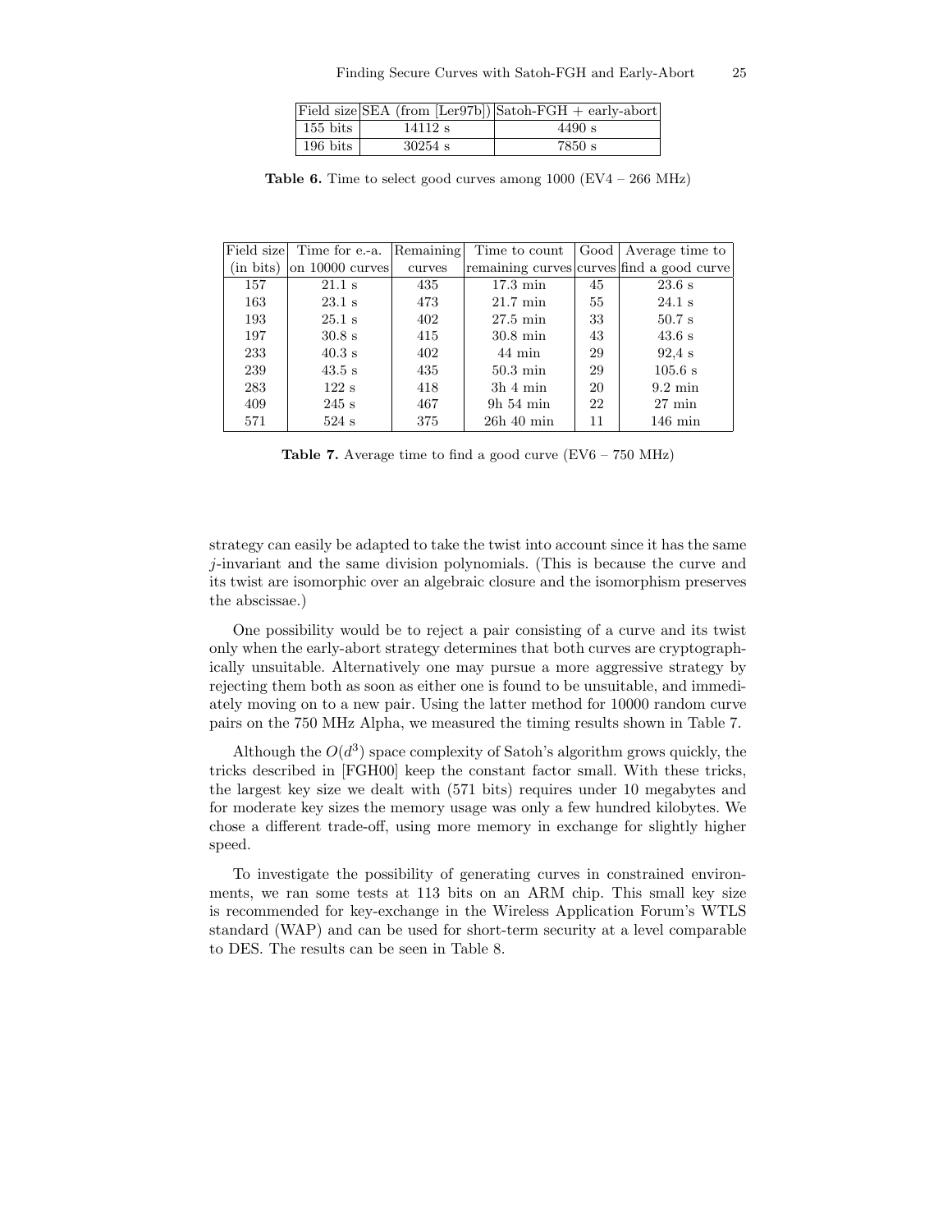| Field size | SEA (from [Ler97b]) | Satoh-FGH + early-abort |
|---|---|---|
| 155 bits | 14112 s | 4490 s |
| 196 bits | 30254 s | 7850 s |

**Table 6.** Time to select good curves among 1000 (EV4 – 266 MHz)

| Field size (in bits) | Time for e.-a. on 10000 curves | Remaining curves | Time to count remaining curves | Good curves | Average time to find a good curve |
|---|---|---|---|---|---|
| 157 | 21.1 s | 435 | 17.3 min | 45 | 23.6 s |
| 163 | 23.1 s | 473 | 21.7 min | 55 | 24.1 s |
| 193 | 25.1 s | 402 | 27.5 min | 33 | 50.7 s |
| 197 | 30.8 s | 415 | 30.8 min | 43 | 43.6 s |
| 233 | 40.3 s | 402 | 44 min | 29 | 92,4 s |
| 239 | 43.5 s | 435 | 50.3 min | 29 | 105.6 s |
| 283 | 122 s | 418 | 3h 4 min | 20 | 9.2 min |
| 409 | 245 s | 467 | 9h 54 min | 22 | 27 min |
| 571 | 524 s | 375 | 26h 40 min | 11 | 146 min |

**Table 7.** Average time to find a good curve (EV6 – 750 MHz)

strategy can easily be adapted to take the twist into account since it has the same $j$-invariant and the same division polynomials. (This is because the curve and its twist are isomorphic over an algebraic closure and the isomorphism preserves the abscissae.)

One possibility would be to reject a pair consisting of a curve and its twist only when the early-abort strategy determines that both curves are cryptographically unsuitable. Alternatively one may pursue a more aggressive strategy by rejecting them both as soon as either one is found to be unsuitable, and immediately moving on to a new pair. Using the latter method for 10000 random curve pairs on the 750 MHz Alpha, we measured the timing results shown in Table 7.

Although the $O(d^3)$ space complexity of Satoh's algorithm grows quickly, the tricks described in [FGH00] keep the constant factor small. With these tricks, the largest key size we dealt with (571 bits) requires under 10 megabytes and for moderate key sizes the memory usage was only a few hundred kilobytes. We chose a different trade-off, using more memory in exchange for slightly higher speed.

To investigate the possibility of generating curves in constrained environments, we ran some tests at 113 bits on an ARM chip. This small key size is recommended for key-exchange in the Wireless Application Forum's WTLS standard (WAP) and can be used for short-term security at a level comparable to DES. The results can be seen in Table 8.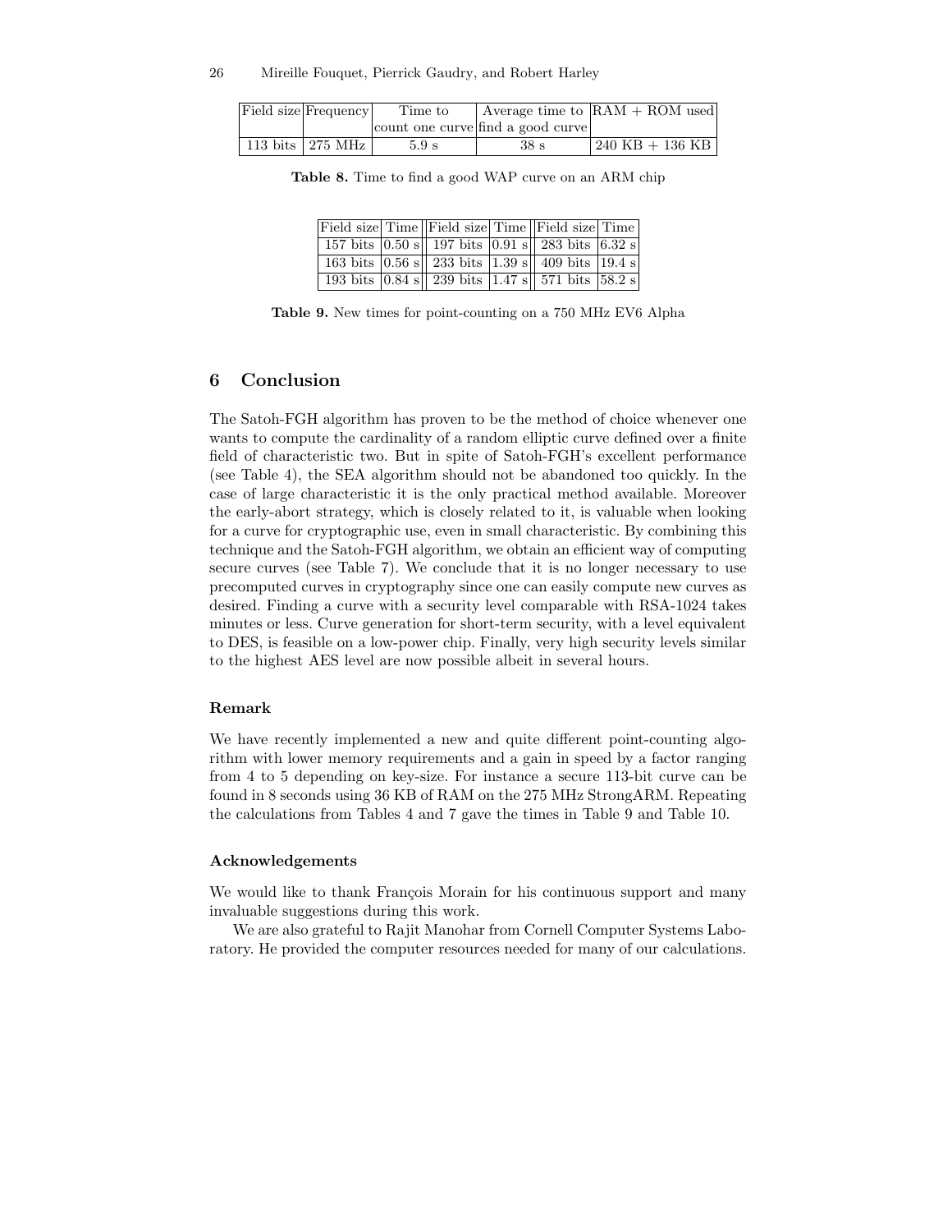| Field size | Frequency | Time to count one curve | Average time to find a good curve | RAM + ROM used |
|---|---|---|---|---|
| 113 bits | 275 MHz | 5.9 s | 38 s | 240 KB + 136 KB |

**Table 8.** Time to find a good WAP curve on an ARM chip

| Field size | Time | Field size | Time | Field size | Time |
|---|---|---|---|---|---|
| 157 bits | 0.50 s | 197 bits | 0.91 s | 283 bits | 6.32 s |
| 163 bits | 0.56 s | 233 bits | 1.39 s | 409 bits | 19.4 s |
| 193 bits | 0.84 s | 239 bits | 1.47 s | 571 bits | 58.2 s |

**Table 9.** New times for point-counting on a 750 MHz EV6 Alpha

## 6 Conclusion

The Satoh-FGH algorithm has proven to be the method of choice whenever one wants to compute the cardinality of a random elliptic curve defined over a finite field of characteristic two. But in spite of Satoh-FGH's excellent performance (see Table 4), the SEA algorithm should not be abandoned too quickly. In the case of large characteristic it is the only practical method available. Moreover the early-abort strategy, which is closely related to it, is valuable when looking for a curve for cryptographic use, even in small characteristic. By combining this technique and the Satoh-FGH algorithm, we obtain an efficient way of computing secure curves (see Table 7). We conclude that it is no longer necessary to use precomputed curves in cryptography since one can easily compute new curves as desired. Finding a curve with a security level comparable with RSA-1024 takes minutes or less. Curve generation for short-term security, with a level equivalent to DES, is feasible on a low-power chip. Finally, very high security levels similar to the highest AES level are now possible albeit in several hours.

### Remark

We have recently implemented a new and quite different point-counting algorithm with lower memory requirements and a gain in speed by a factor ranging from 4 to 5 depending on key-size. For instance a secure 113-bit curve can be found in 8 seconds using 36 KB of RAM on the 275 MHz StrongARM. Repeating the calculations from Tables 4 and 7 gave the times in Table 9 and Table 10.

### Acknowledgements

We would like to thank François Morain for his continuous support and many invaluable suggestions during this work.

We are also grateful to Rajit Manohar from Cornell Computer Systems Laboratory. He provided the computer resources needed for many of our calculations.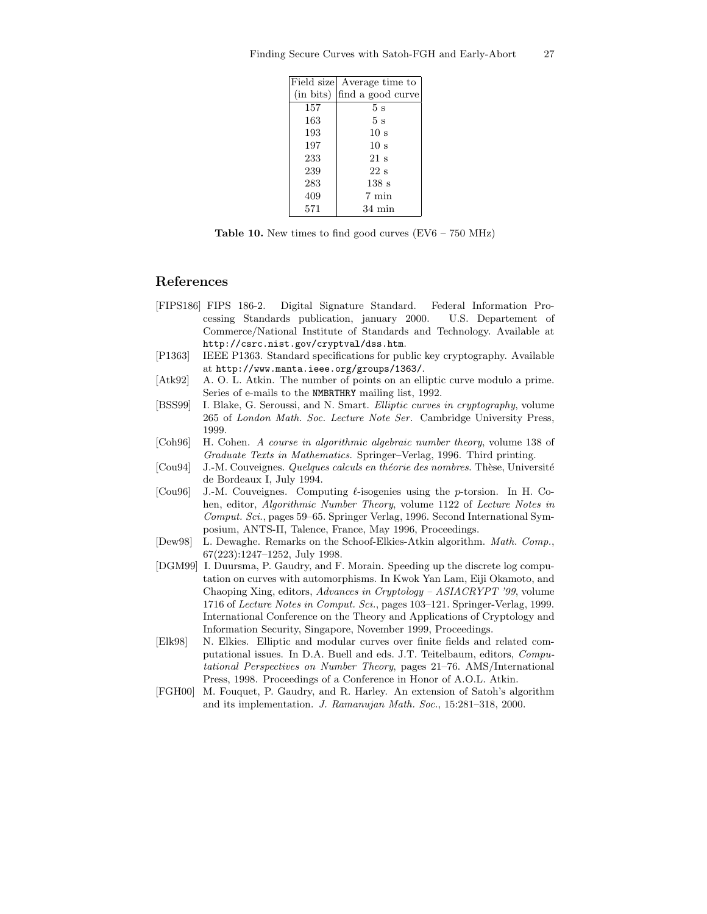| Field size (in bits) | Average time to find a good curve |
|---|---|
| 157 | 5 s |
| 163 | 5 s |
| 193 | 10 s |
| 197 | 10 s |
| 233 | 21 s |
| 239 | 22 s |
| 283 | 138 s |
| 409 | 7 min |
| 571 | 34 min |

**Table 10.** New times to find good curves (EV6 – 750 MHz)

## References

[FIPS186] FIPS 186-2. Digital Signature Standard. Federal Information Processing Standards publication, january 2000. U.S. Departement of Commerce/National Institute of Standards and Technology. Available at `http://csrc.nist.gov/cryptval/dss.htm`.

[P1363] IEEE P1363. Standard specifications for public key cryptography. Available at `http://www.manta.ieee.org/groups/1363/`.

[Atk92] A. O. L. Atkin. The number of points on an elliptic curve modulo a prime. Series of e-mails to the `NMBRTHRY` mailing list, 1992.

[BSS99] I. Blake, G. Seroussi, and N. Smart. *Elliptic curves in cryptography*, volume 265 of *London Math. Soc. Lecture Note Ser.* Cambridge University Press, 1999.

[Coh96] H. Cohen. *A course in algorithmic algebraic number theory*, volume 138 of *Graduate Texts in Mathematics*. Springer–Verlag, 1996. Third printing.

[Cou94] J.-M. Couveignes. *Quelques calculs en théorie des nombres*. Thèse, Université de Bordeaux I, July 1994.

[Cou96] J.-M. Couveignes. Computing $\ell$-isogenies using the $p$-torsion. In H. Cohen, editor, *Algorithmic Number Theory*, volume 1122 of *Lecture Notes in Comput. Sci.*, pages 59–65. Springer Verlag, 1996. Second International Symposium, ANTS-II, Talence, France, May 1996, Proceedings.

[Dew98] L. Dewaghe. Remarks on the Schoof-Elkies-Atkin algorithm. *Math. Comp.*, 67(223):1247–1252, July 1998.

[DGM99] I. Duursma, P. Gaudry, and F. Morain. Speeding up the discrete log computation on curves with automorphisms. In Kwok Yan Lam, Eiji Okamoto, and Chaoping Xing, editors, *Advances in Cryptology – ASIACRYPT '99*, volume 1716 of *Lecture Notes in Comput. Sci.*, pages 103–121. Springer-Verlag, 1999. International Conference on the Theory and Applications of Cryptology and Information Security, Singapore, November 1999, Proceedings.

[Elk98] N. Elkies. Elliptic and modular curves over finite fields and related computational issues. In D.A. Buell and eds. J.T. Teitelbaum, editors, *Computational Perspectives on Number Theory*, pages 21–76. AMS/International Press, 1998. Proceedings of a Conference in Honor of A.O.L. Atkin.

[FGH00] M. Fouquet, P. Gaudry, and R. Harley. An extension of Satoh's algorithm and its implementation. *J. Ramanujan Math. Soc.*, 15:281–318, 2000.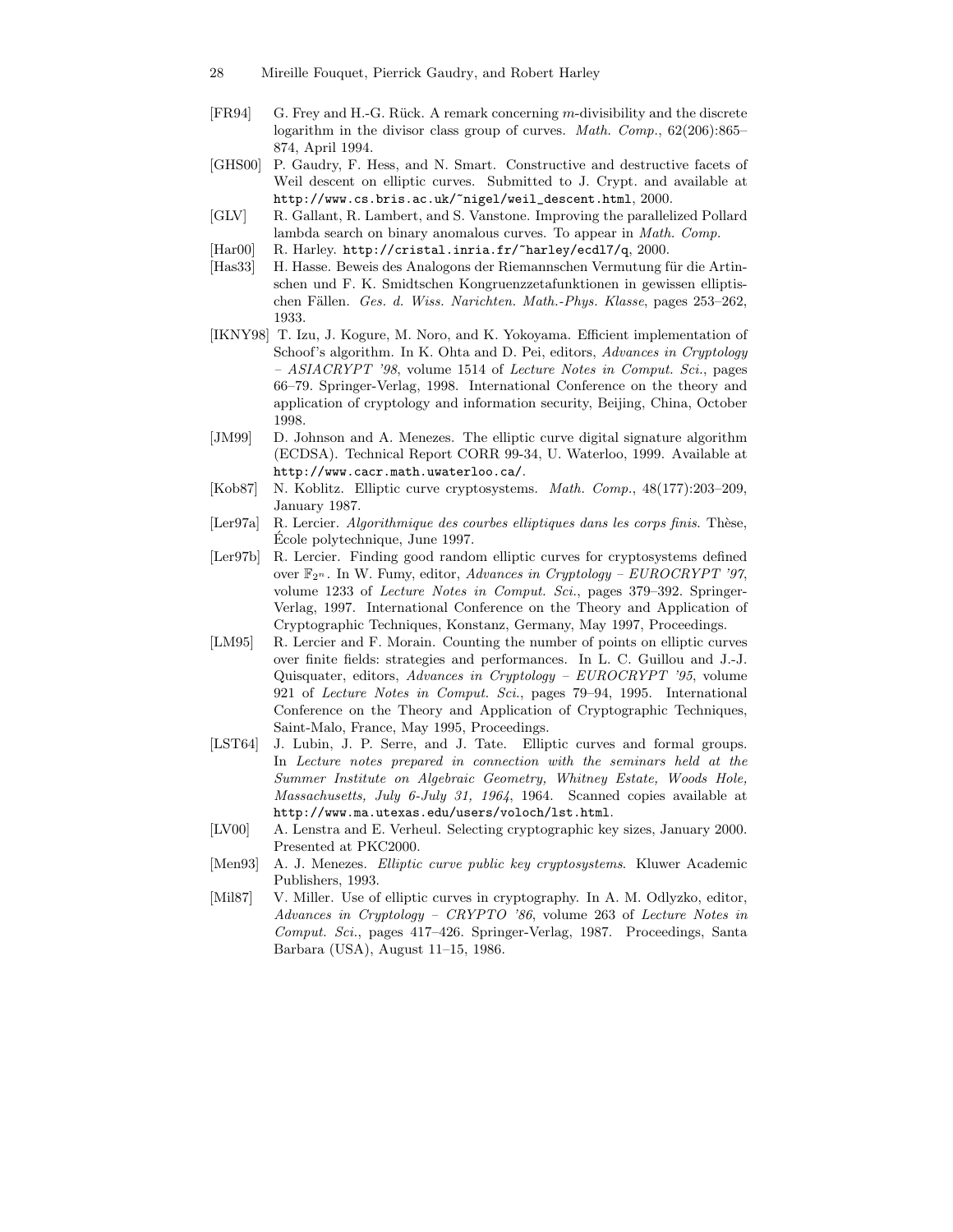- [FR94] G. Frey and H.-G. Rück. A remark concerning $m$-divisibility and the discrete logarithm in the divisor class group of curves. *Math. Comp.*, 62(206):865–874, April 1994.
- [GHS00] P. Gaudry, F. Hess, and N. Smart. Constructive and destructive facets of Weil descent on elliptic curves. Submitted to J. Crypt. and available at `http://www.cs.bris.ac.uk/~nigel/weil_descent.html`, 2000.
- [GLV] R. Gallant, R. Lambert, and S. Vanstone. Improving the parallelized Pollard lambda search on binary anomalous curves. To appear in *Math. Comp.*
- [Har00] R. Harley. `http://cristal.inria.fr/~harley/ecdl7/q`, 2000.
- [Has33] H. Hasse. Beweis des Analogons der Riemannschen Vermutung für die Artinschen und F. K. Smidtschen Kongruenzzetafunktionen in gewissen elliptischen Fällen. *Ges. d. Wiss. Narichten. Math.-Phys. Klasse*, pages 253–262, 1933.
- [IKNY98] T. Izu, J. Kogure, M. Noro, and K. Yokoyama. Efficient implementation of Schoof's algorithm. In K. Ohta and D. Pei, editors, *Advances in Cryptology – ASIACRYPT '98*, volume 1514 of *Lecture Notes in Comput. Sci.*, pages 66–79. Springer-Verlag, 1998. International Conference on the theory and application of cryptology and information security, Beijing, China, October 1998.
- [JM99] D. Johnson and A. Menezes. The elliptic curve digital signature algorithm (ECDSA). Technical Report CORR 99-34, U. Waterloo, 1999. Available at `http://www.cacr.math.uwaterloo.ca/`.
- [Kob87] N. Koblitz. Elliptic curve cryptosystems. *Math. Comp.*, 48(177):203–209, January 1987.
- [Ler97a] R. Lercier. *Algorithmique des courbes elliptiques dans les corps finis.* Thèse, École polytechnique, June 1997.
- [Ler97b] R. Lercier. Finding good random elliptic curves for cryptosystems defined over $\mathbb{F}_{2^n}$. In W. Fumy, editor, *Advances in Cryptology – EUROCRYPT '97*, volume 1233 of *Lecture Notes in Comput. Sci.*, pages 379–392. Springer-Verlag, 1997. International Conference on the Theory and Application of Cryptographic Techniques, Konstanz, Germany, May 1997, Proceedings.
- [LM95] R. Lercier and F. Morain. Counting the number of points on elliptic curves over finite fields: strategies and performances. In L. C. Guillou and J.-J. Quisquater, editors, *Advances in Cryptology – EUROCRYPT '95*, volume 921 of *Lecture Notes in Comput. Sci.*, pages 79–94, 1995. International Conference on the Theory and Application of Cryptographic Techniques, Saint-Malo, France, May 1995, Proceedings.
- [LST64] J. Lubin, J. P. Serre, and J. Tate. Elliptic curves and formal groups. In *Lecture notes prepared in connection with the seminars held at the Summer Institute on Algebraic Geometry, Whitney Estate, Woods Hole, Massachusetts, July 6-July 31, 1964*, 1964. Scanned copies available at `http://www.ma.utexas.edu/users/voloch/lst.html`.
- [LV00] A. Lenstra and E. Verheul. Selecting cryptographic key sizes, January 2000. Presented at PKC2000.
- [Men93] A. J. Menezes. *Elliptic curve public key cryptosystems*. Kluwer Academic Publishers, 1993.
- [Mil87] V. Miller. Use of elliptic curves in cryptography. In A. M. Odlyzko, editor, *Advances in Cryptology – CRYPTO '86*, volume 263 of *Lecture Notes in Comput. Sci.*, pages 417–426. Springer-Verlag, 1987. Proceedings, Santa Barbara (USA), August 11–15, 1986.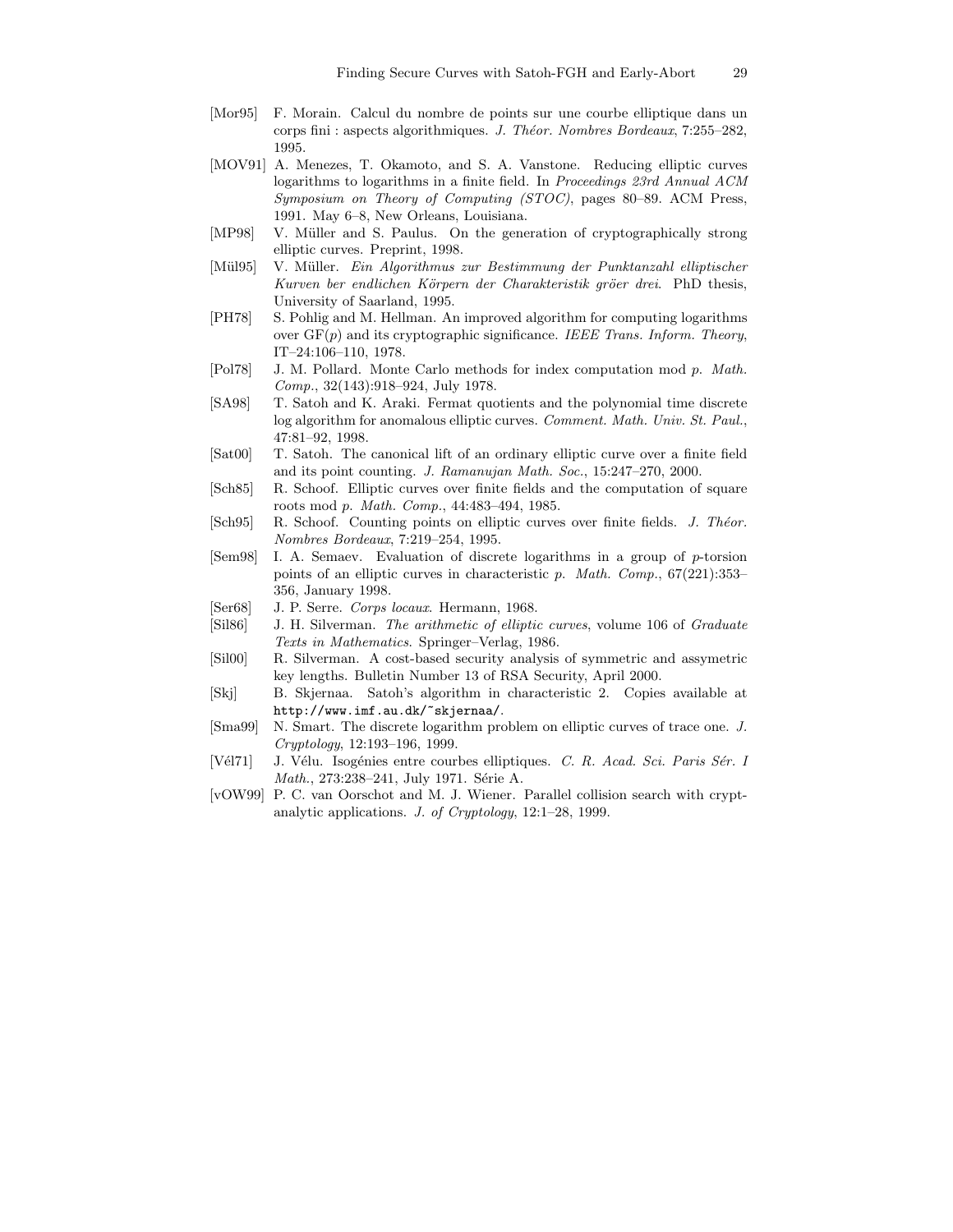[Mor95] F. Morain. Calcul du nombre de points sur une courbe elliptique dans un corps fini : aspects algorithmiques. *J. Théor. Nombres Bordeaux*, 7:255–282, 1995.

[MOV91] A. Menezes, T. Okamoto, and S. A. Vanstone. Reducing elliptic curves logarithms to logarithms in a finite field. In *Proceedings 23rd Annual ACM Symposium on Theory of Computing (STOC)*, pages 80–89. ACM Press, 1991. May 6–8, New Orleans, Louisiana.

[MP98] V. Müller and S. Paulus. On the generation of cryptographically strong elliptic curves. Preprint, 1998.

[Mül95] V. Müller. *Ein Algorithmus zur Bestimmung der Punktanzahl elliptischer Kurven ber endlichen Körpern der Charakteristik gröer drei*. PhD thesis, University of Saarland, 1995.

[PH78] S. Pohlig and M. Hellman. An improved algorithm for computing logarithms over GF($p$) and its cryptographic significance. *IEEE Trans. Inform. Theory*, IT–24:106–110, 1978.

[Pol78] J. M. Pollard. Monte Carlo methods for index computation mod $p$. *Math. Comp.*, 32(143):918–924, July 1978.

[SA98] T. Satoh and K. Araki. Fermat quotients and the polynomial time discrete log algorithm for anomalous elliptic curves. *Comment. Math. Univ. St. Paul.*, 47:81–92, 1998.

[Sat00] T. Satoh. The canonical lift of an ordinary elliptic curve over a finite field and its point counting. *J. Ramanujan Math. Soc.*, 15:247–270, 2000.

[Sch85] R. Schoof. Elliptic curves over finite fields and the computation of square roots mod $p$. *Math. Comp.*, 44:483–494, 1985.

[Sch95] R. Schoof. Counting points on elliptic curves over finite fields. *J. Théor. Nombres Bordeaux*, 7:219–254, 1995.

[Sem98] I. A. Semaev. Evaluation of discrete logarithms in a group of $p$-torsion points of an elliptic curves in characteristic $p$. *Math. Comp.*, 67(221):353–356, January 1998.

[Ser68] J. P. Serre. *Corps locaux*. Hermann, 1968.

[Sil86] J. H. Silverman. *The arithmetic of elliptic curves*, volume 106 of *Graduate Texts in Mathematics*. Springer–Verlag, 1986.

[Sil00] R. Silverman. A cost-based security analysis of symmetric and assymetric key lengths. Bulletin Number 13 of RSA Security, April 2000.

[Skj] B. Skjernaa. Satoh's algorithm in characteristic 2. Copies available at `http://www.imf.au.dk/~skjernaa/`.

[Sma99] N. Smart. The discrete logarithm problem on elliptic curves of trace one. *J. Cryptology*, 12:193–196, 1999.

[Vél71] J. Vélu. Isogénies entre courbes elliptiques. *C. R. Acad. Sci. Paris Sér. I Math.*, 273:238–241, July 1971. Série A.

[vOW99] P. C. van Oorschot and M. J. Wiener. Parallel collision search with cryptanalytic applications. *J. of Cryptology*, 12:1–28, 1999.